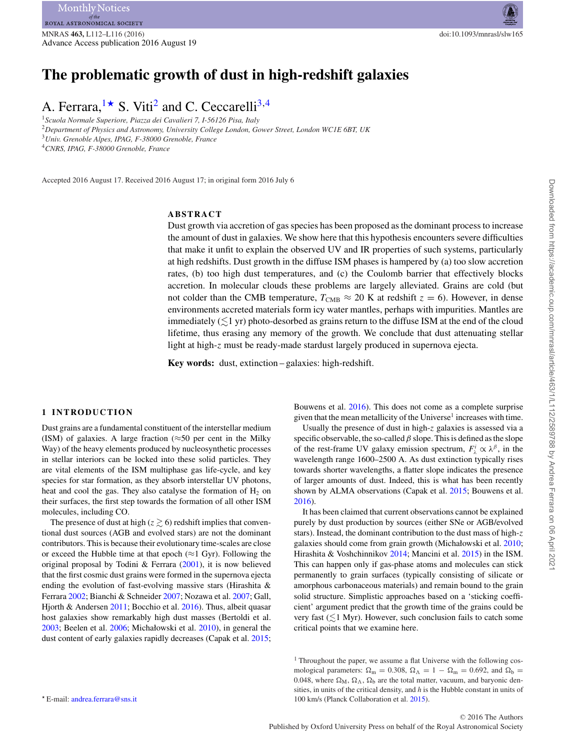# The problematic growth of dust in high-redshift galaxies

A. Ferrara,[1★] S. Viti[2] and C. Ceccarelli[3,4]

[1] Scuola Normale Superiore, Piazza dei Cavalieri 7, I-56126 Pisa, Italy
[2] Department of Physics and Astronomy, University College London, Gower Street, London WC1E 6BT, UK
[3] Univ. Grenoble Alpes, IPAG, F-38000 Grenoble, France
[4] CNRS, IPAG, F-38000 Grenoble, France

Accepted 2016 August 17. Received 2016 August 17; in original form 2016 July 6

## ABSTRACT

Dust growth via accretion of gas species has been proposed as the dominant process to increase the amount of dust in galaxies. We show here that this hypothesis encounters severe difficulties that make it unfit to explain the observed UV and IR properties of such systems, particularly at high redshifts. Dust growth in the diffuse ISM phases is hampered by (a) too slow accretion rates, (b) too high dust temperatures, and (c) the Coulomb barrier that effectively blocks accretion. In molecular clouds these problems are largely alleviated. Grains are cold (but not colder than the CMB temperature, $T_{\rm CMB} \approx 20$ K at redshift $z = 6$). However, in dense environments accreted materials form icy water mantles, perhaps with impurities. Mantles are immediately ($\lesssim$1 yr) photo-desorbed as grains return to the diffuse ISM at the end of the cloud lifetime, thus erasing any memory of the growth. We conclude that dust attenuating stellar light at high-$z$ must be ready-made stardust largely produced in supernova ejecta.

**Key words:** dust, extinction – galaxies: high-redshift.

## 1 INTRODUCTION

Dust grains are a fundamental constituent of the interstellar medium (ISM) of galaxies. A large fraction ($\approx$50 per cent in the Milky Way) of the heavy elements produced by nucleosynthetic processes in stellar interiors can be locked into these solid particles. They are vital elements of the ISM multiphase gas life-cycle, and key species for star formation, as they absorb interstellar UV photons, heat and cool the gas. They also catalyse the formation of $H_2$ on their surfaces, the first step towards the formation of all other ISM molecules, including CO.

The presence of dust at high ($z \gtrsim 6$) redshift implies that conventional dust sources (AGB and evolved stars) are not the dominant contributors. This is because their evolutionary time-scales are close or exceed the Hubble time at that epoch ($\approx$1 Gyr). Following the original proposal by Todini & Ferrara (2001), it is now believed that the first cosmic dust grains were formed in the supernova ejecta ending the evolution of fast-evolving massive stars (Hirashita & Ferrara 2002; Bianchi & Schneider 2007; Nozawa et al. 2007; Gall, Hjorth & Andersen 2011; Bocchio et al. 2016). Thus, albeit quasar host galaxies show remarkably high dust masses (Bertoldi et al. 2003; Beelen et al. 2006; Michałowski et al. 2010), in general the dust content of early galaxies rapidly decreases (Capak et al. 2015; Bouwens et al. 2016). This does not come as a complete surprise given that the mean metallicity of the Universe[1] increases with time.

Usually the presence of dust in high-$z$ galaxies is assessed via a specific observable, the so-called $\beta$ slope. This is defined as the slope of the rest-frame UV galaxy emission spectrum, $F_\lambda^i \propto \lambda^\beta$, in the wavelength range 1600–2500 A. As dust extinction typically rises towards shorter wavelengths, a flatter slope indicates the presence of larger amounts of dust. Indeed, this is what has been recently shown by ALMA observations (Capak et al. 2015; Bouwens et al. 2016).

It has been claimed that current observations cannot be explained purely by dust production by sources (either SNe or AGB/evolved stars). Instead, the dominant contribution to the dust mass of high-$z$ galaxies should come from grain growth (Michałowski et al. 2010; Hirashita & Voshchinnikov 2014; Mancini et al. 2015) in the ISM. This can happen only if gas-phase atoms and molecules can stick permanently to grain surfaces (typically consisting of silicate or amorphous carbonaceous materials) and remain bound to the grain solid structure. Simplistic approaches based on a 'sticking coefficient' argument predict that the growth time of the grains could be very fast ($\lesssim$1 Myr). However, such conclusion fails to catch some critical points that we examine here.

[1] Throughout the paper, we assume a flat Universe with the following cosmological parameters: $\Omega_{\rm m} = 0.308$, $\Omega_\Lambda = 1 - \Omega_{\rm m} = 0.692$, and $\Omega_{\rm b} = 0.048$, where $\Omega_{\rm M}$, $\Omega_\Lambda$, $\Omega_{\rm b}$ are the total matter, vacuum, and baryonic densities, in units of the critical density, and $h$ is the Hubble constant in units of 100 km/s (Planck Collaboration et al. 2015).

★ E-mail: andrea.ferrara@sns.it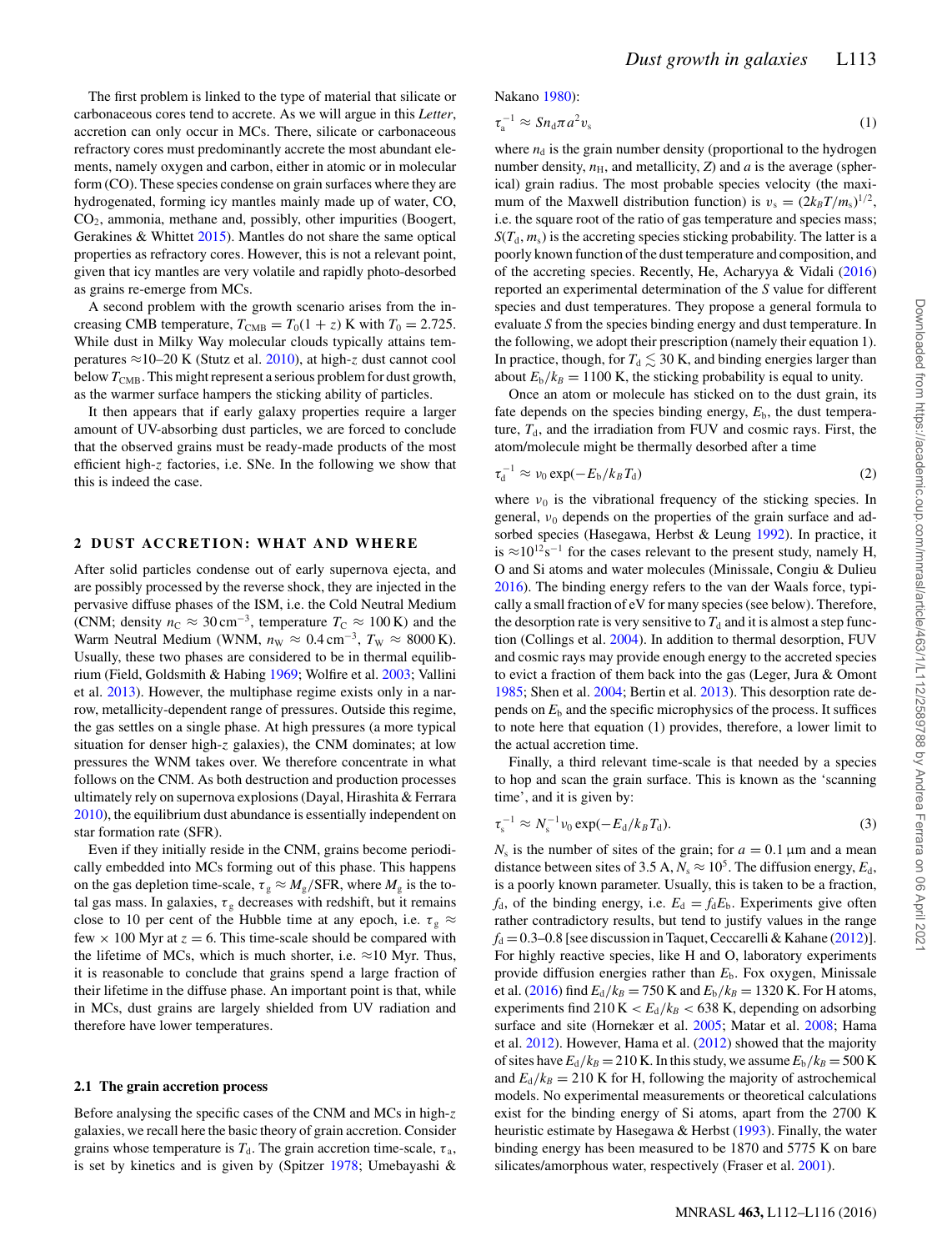The first problem is linked to the type of material that silicate or carbonaceous cores tend to accrete. As we will argue in this *Letter*, accretion can only occur in MCs. There, silicate or carbonaceous refractory cores must predominantly accrete the most abundant elements, namely oxygen and carbon, either in atomic or in molecular form (CO). These species condense on grain surfaces where they are hydrogenated, forming icy mantles mainly made up of water, CO, $CO_2$, ammonia, methane and, possibly, other impurities (Boogert, Gerakines & Whittet 2015). Mantles do not share the same optical properties as refractory cores. However, this is not a relevant point, given that icy mantles are very volatile and rapidly photo-desorbed as grains re-emerge from MCs.

A second problem with the growth scenario arises from the increasing CMB temperature, $T_{\rm CMB} = T_0(1+z)$ K with $T_0 = 2.725$. While dust in Milky Way molecular clouds typically attains temperatures ≈10–20 K (Stutz et al. 2010), at high-$z$ dust cannot cool below $T_{\rm CMB}$. This might represent a serious problem for dust growth, as the warmer surface hampers the sticking ability of particles.

It then appears that if early galaxy properties require a larger amount of UV-absorbing dust particles, we are forced to conclude that the observed grains must be ready-made products of the most efficient high-$z$ factories, i.e. SNe. In the following we show that this is indeed the case.

## 2 DUST ACCRETION: WHAT AND WHERE

After solid particles condense out of early supernova ejecta, and are possibly processed by the reverse shock, they are injected in the pervasive diffuse phases of the ISM, i.e. the Cold Neutral Medium (CNM; density $n_{\rm C} \approx 30\,{\rm cm}^{-3}$, temperature $T_{\rm C} \approx 100$ K) and the Warm Neutral Medium (WNM, $n_{\rm W} \approx 0.4\,{\rm cm}^{-3}$, $T_{\rm W} \approx 8000$ K). Usually, these two phases are considered to be in thermal equilibrium (Field, Goldsmith & Habing 1969; Wolfire et al. 2003; Vallini et al. 2013). However, the multiphase regime exists only in a narrow, metallicity-dependent range of pressures. Outside this regime, the gas settles on a single phase. At high pressures (a more typical situation for denser high-$z$ galaxies), the CNM dominates; at low pressures the WNM takes over. We therefore concentrate in what follows on the CNM. As both destruction and production processes ultimately rely on supernova explosions (Dayal, Hirashita & Ferrara 2010), the equilibrium dust abundance is essentially independent on star formation rate (SFR).

Even if they initially reside in the CNM, grains become periodically embedded into MCs forming out of this phase. This happens on the gas depletion time-scale, $\tau_{\rm g} \approx M_{\rm g}/{\rm SFR}$, where $M_{\rm g}$ is the total gas mass. In galaxies, $\tau_{\rm g}$ decreases with redshift, but it remains close to 10 per cent of the Hubble time at any epoch, i.e. $\tau_{\rm g} \approx$ few × 100 Myr at $z = 6$. This time-scale should be compared with the lifetime of MCs, which is much shorter, i.e. ≈10 Myr. Thus, it is reasonable to conclude that grains spend a large fraction of their lifetime in the diffuse phase. An important point is that, while in MCs, dust grains are largely shielded from UV radiation and therefore have lower temperatures.

### 2.1 The grain accretion process

Before analysing the specific cases of the CNM and MCs in high-$z$ galaxies, we recall here the basic theory of grain accretion. Consider grains whose temperature is $T_{\rm d}$. The grain accretion time-scale, $\tau_{\rm a}$, is set by kinetics and is given by (Spitzer 1978; Umebayashi & Nakano 1980):

$$\tau_{\rm a}^{-1} \approx S n_{\rm d} \pi a^2 v_{\rm s} \tag{1}$$

where $n_{\rm d}$ is the grain number density (proportional to the hydrogen number density, $n_{\rm H}$, and metallicity, $Z$) and $a$ is the average (spherical) grain radius. The most probable species velocity (the maximum of the Maxwell distribution function) is $v_{\rm s} = (2k_B T/m_{\rm s})^{1/2}$, i.e. the square root of the ratio of gas temperature and species mass; $S(T_{\rm d}, m_{\rm s})$ is the accreting species sticking probability. The latter is a poorly known function of the dust temperature and composition, and of the accreting species. Recently, He, Acharyya & Vidali (2016) reported an experimental determination of the $S$ value for different species and dust temperatures. They propose a general formula to evaluate $S$ from the species binding energy and dust temperature. In the following, we adopt their prescription (namely their equation 1). In practice, though, for $T_{\rm d} \lesssim 30$ K, and binding energies larger than about $E_{\rm b}/k_B = 1100$ K, the sticking probability is equal to unity.

Once an atom or molecule has sticked on to the dust grain, its fate depends on the species binding energy, $E_{\rm b}$, the dust temperature, $T_{\rm d}$, and the irradiation from FUV and cosmic rays. First, the atom/molecule might be thermally desorbed after a time

$$\tau_{\rm d}^{-1} \approx \nu_0 \exp(-E_{\rm b}/k_B T_{\rm d}) \tag{2}$$

where $\nu_0$ is the vibrational frequency of the sticking species. In general, $\nu_0$ depends on the properties of the grain surface and adsorbed species (Hasegawa, Herbst & Leung 1992). In practice, it is $\approx 10^{12}\,{\rm s}^{-1}$ for the cases relevant to the present study, namely H, O and Si atoms and water molecules (Minissale, Congiu & Dulieu 2016). The binding energy refers to the van der Waals force, typically a small fraction of eV for many species (see below). Therefore, the desorption rate is very sensitive to $T_{\rm d}$ and it is almost a step function (Collings et al. 2004). In addition to thermal desorption, FUV and cosmic rays may provide enough energy to the accreted species to evict a fraction of them back into the gas (Leger, Jura & Omont 1985; Shen et al. 2004; Bertin et al. 2013). This desorption rate depends on $E_{\rm b}$ and the specific microphysics of the process. It suffices to note here that equation (1) provides, therefore, a lower limit to the actual accretion time.

Finally, a third relevant time-scale is that needed by a species to hop and scan the grain surface. This is known as the 'scanning time', and it is given by:

$$\tau_{\rm s}^{-1} \approx N_{\rm s}^{-1} \nu_0 \exp(-E_{\rm d}/k_B T_{\rm d}). \tag{3}$$

$N_{\rm s}$ is the number of sites of the grain; for $a = 0.1$ μm and a mean distance between sites of 3.5 A, $N_{\rm s} \approx 10^5$. The diffusion energy, $E_{\rm d}$, is a poorly known parameter. Usually, this is taken to be a fraction, $f_{\rm d}$, of the binding energy, i.e. $E_{\rm d} = f_{\rm d} E_{\rm b}$. Experiments give often rather contradictory results, but tend to justify values in the range $f_{\rm d} = 0.3$–$0.8$ [see discussion in Taquet, Ceccarelli & Kahane (2012)]. For highly reactive species, like H and O, laboratory experiments provide diffusion energies rather than $E_{\rm b}$. Fox oxygen, Minissale et al. (2016) find $E_{\rm d}/k_B = 750$ K and $E_{\rm b}/k_B = 1320$ K. For H atoms, experiments find $210\,{\rm K} < E_{\rm d}/k_B < 638$ K, depending on adsorbing surface and site (Hornekær et al. 2005; Matar et al. 2008; Hama et al. 2012). However, Hama et al. (2012) showed that the majority of sites have $E_{\rm d}/k_B = 210$ K. In this study, we assume $E_{\rm b}/k_B = 500$ K and $E_{\rm d}/k_B = 210$ K for H, following the majority of astrochemical models. No experimental measurements or theoretical calculations exist for the binding energy of Si atoms, apart from the 2700 K heuristic estimate by Hasegawa & Herbst (1993). Finally, the water binding energy has been measured to be 1870 and 5775 K on bare silicates/amorphous water, respectively (Fraser et al. 2001).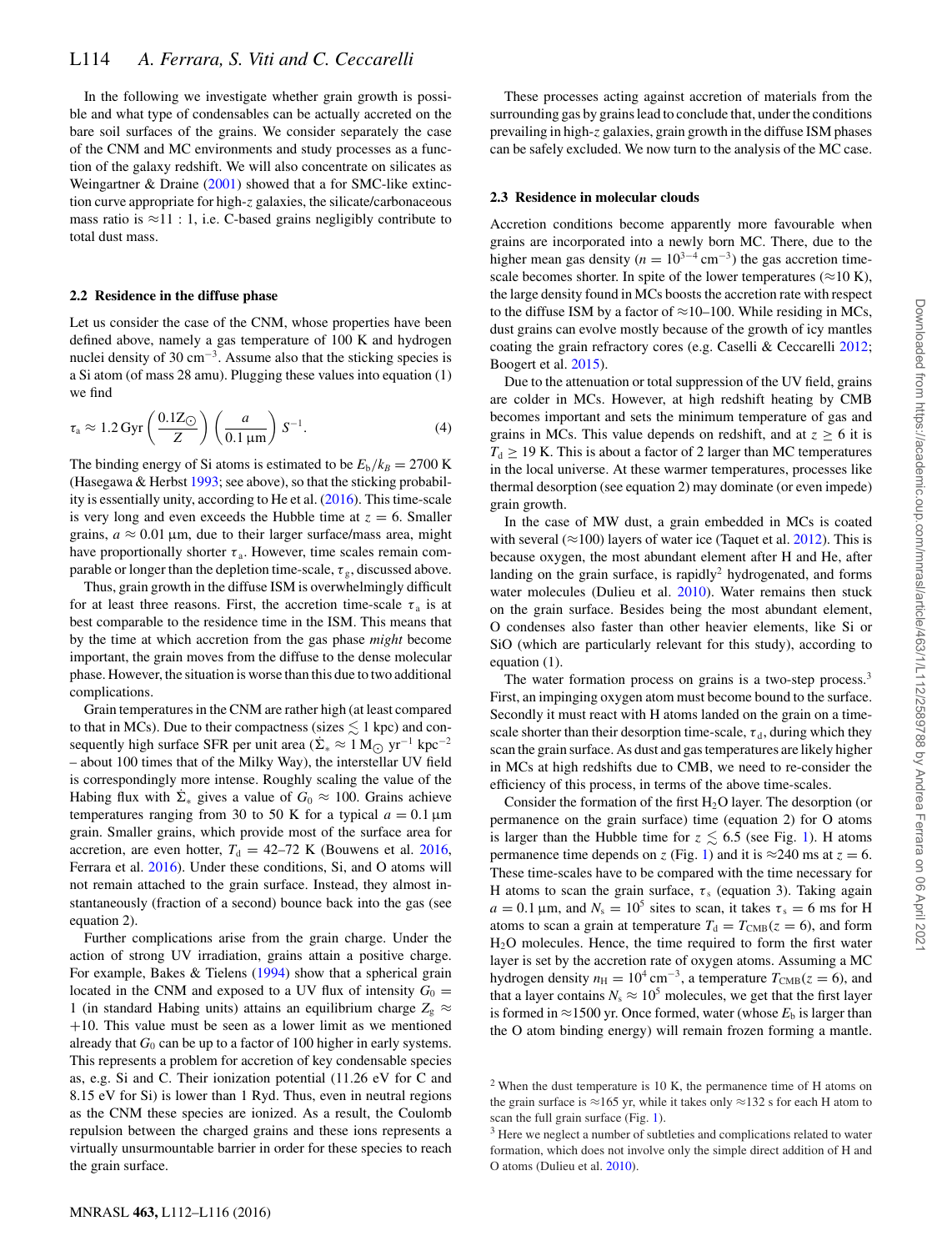In the following we investigate whether grain growth is possible and what type of condensables can be actually accreted on the bare soil surfaces of the grains. We consider separately the case of the CNM and MC environments and study processes as a function of the galaxy redshift. We will also concentrate on silicates as Weingartner & Draine (2001) showed that a for SMC-like extinction curve appropriate for high-$z$ galaxies, the silicate/carbonaceous mass ratio is $\approx 11:1$, i.e. C-based grains negligibly contribute to total dust mass.

### 2.2 Residence in the diffuse phase

Let us consider the case of the CNM, whose properties have been defined above, namely a gas temperature of 100 K and hydrogen nuclei density of 30 $\mathrm{cm}^{-3}$. Assume also that the sticking species is a Si atom (of mass 28 amu). Plugging these values into equation (1) we find

$$\tau_{\mathrm{a}} \approx 1.2\,\mathrm{Gyr}\left(\frac{0.1\mathrm{Z}_{\odot}}{Z}\right)\left(\frac{a}{0.1\,\mu\mathrm{m}}\right)S^{-1}. \tag{4}$$

The binding energy of Si atoms is estimated to be $E_{\mathrm{b}}/k_B = 2700$ K (Hasegawa & Herbst 1993; see above), so that the sticking probability is essentially unity, according to He et al. (2016). This time-scale is very long and even exceeds the Hubble time at $z = 6$. Smaller grains, $a \approx 0.01\,\mu$m, due to their larger surface/mass area, might have proportionally shorter $\tau_{\mathrm{a}}$. However, time scales remain comparable or longer than the depletion time-scale, $\tau_{\mathrm{g}}$, discussed above.

Thus, grain growth in the diffuse ISM is overwhelmingly difficult for at least three reasons. First, the accretion time-scale $\tau_{\mathrm{a}}$ is at best comparable to the residence time in the ISM. This means that by the time at which accretion from the gas phase *might* become important, the grain moves from the diffuse to the denser molecular phase. However, the situation is worse than this due to two additional complications.

Grain temperatures in the CNM are rather high (at least compared to that in MCs). Due to their compactness (sizes $\lesssim 1$ kpc) and consequently high surface SFR per unit area ($\dot{\Sigma}_* \approx 1\,\mathrm{M}_{\odot}\,\mathrm{yr}^{-1}\,\mathrm{kpc}^{-2}$ – about 100 times that of the Milky Way), the interstellar UV field is correspondingly more intense. Roughly scaling the value of the Habing flux with $\dot{\Sigma}_*$ gives a value of $G_0 \approx 100$. Grains achieve temperatures ranging from 30 to 50 K for a typical $a = 0.1\,\mu$m grain. Smaller grains, which provide most of the surface area for accretion, are even hotter, $T_{\mathrm{d}} = 42$–$72$ K (Bouwens et al. 2016, Ferrara et al. 2016). Under these conditions, Si, and O atoms will not remain attached to the grain surface. Instead, they almost instantaneously (fraction of a second) bounce back into the gas (see equation 2).

Further complications arise from the grain charge. Under the action of strong UV irradiation, grains attain a positive charge. For example, Bakes & Tielens (1994) show that a spherical grain located in the CNM and exposed to a UV flux of intensity $G_0 = 1$ (in standard Habing units) attains an equilibrium charge $Z_{\mathrm{g}} \approx +10$. This value must be seen as a lower limit as we mentioned already that $G_0$ can be up to a factor of 100 higher in early systems. This represents a problem for accretion of key condensable species as, e.g. Si and C. Their ionization potential (11.26 eV for C and 8.15 eV for Si) is lower than 1 Ryd. Thus, even in neutral regions as the CNM these species are ionized. As a result, the Coulomb repulsion between the charged grains and these ions represents a virtually unsurmountable barrier in order for these species to reach the grain surface.

These processes acting against accretion of materials from the surrounding gas by grains lead to conclude that, under the conditions prevailing in high-$z$ galaxies, grain growth in the diffuse ISM phases can be safely excluded. We now turn to the analysis of the MC case.

### 2.3 Residence in molecular clouds

Accretion conditions become apparently more favourable when grains are incorporated into a newly born MC. There, due to the higher mean gas density ($n = 10^{3-4}\,\mathrm{cm}^{-3}$) the gas accretion time-scale becomes shorter. In spite of the lower temperatures ($\approx 10$ K), the large density found in MCs boosts the accretion rate with respect to the diffuse ISM by a factor of $\approx 10$–$100$. While residing in MCs, dust grains can evolve mostly because of the growth of icy mantles coating the grain refractory cores (e.g. Caselli & Ceccarelli 2012; Boogert et al. 2015).

Due to the attenuation or total suppression of the UV field, grains are colder in MCs. However, at high redshift heating by CMB becomes important and sets the minimum temperature of gas and grains in MCs. This value depends on redshift, and at $z \geq 6$ it is $T_{\mathrm{d}} \geq 19$ K. This is about a factor of 2 larger than MC temperatures in the local universe. At these warmer temperatures, processes like thermal desorption (see equation 2) may dominate (or even impede) grain growth.

In the case of MW dust, a grain embedded in MCs is coated with several ($\approx 100$) layers of water ice (Taquet et al. 2012). This is because oxygen, the most abundant element after H and He, after landing on the grain surface, is rapidly[2] hydrogenated, and forms water molecules (Dulieu et al. 2010). Water remains then stuck on the grain surface. Besides being the most abundant element, O condenses also faster than other heavier elements, like Si or SiO (which are particularly relevant for this study), according to equation (1).

The water formation process on grains is a two-step process.[3] First, an impinging oxygen atom must become bound to the surface. Secondly it must react with H atoms landed on the grain on a time-scale shorter than their desorption time-scale, $\tau_{\mathrm{d}}$, during which they scan the grain surface. As dust and gas temperatures are likely higher in MCs at high redshifts due to CMB, we need to re-consider the efficiency of this process, in terms of the above time-scales.

Consider the formation of the first $H_2O$ layer. The desorption (or permanence on the grain surface) time (equation 2) for O atoms is larger than the Hubble time for $z \lesssim 6.5$ (see Fig. 1). H atoms permanence time depends on $z$ (Fig. 1) and it is $\approx 240$ ms at $z = 6$. These time-scales have to be compared with the time necessary for H atoms to scan the grain surface, $\tau_{\mathrm{s}}$ (equation 3). Taking again $a = 0.1\,\mu$m, and $N_{\mathrm{s}} = 10^5$ sites to scan, it takes $\tau_{\mathrm{s}} = 6$ ms for H atoms to scan a grain at temperature $T_{\mathrm{d}} = T_{\mathrm{CMB}}(z = 6)$, and form $H_2O$ molecules. Hence, the time required to form the first water layer is set by the accretion rate of oxygen atoms. Assuming a MC hydrogen density $n_{\mathrm{H}} = 10^4\,\mathrm{cm}^{-3}$, a temperature $T_{\mathrm{CMB}}(z = 6)$, and that a layer contains $N_{\mathrm{s}} \approx 10^5$ molecules, we get that the first layer is formed in $\approx 1500$ yr. Once formed, water (whose $E_{\mathrm{b}}$ is larger than the O atom binding energy) will remain frozen forming a mantle.

[2] When the dust temperature is 10 K, the permanence time of H atoms on the grain surface is $\approx 165$ yr, while it takes only $\approx 132$ s for each H atom to scan the full grain surface (Fig. 1).

[3] Here we neglect a number of subtleties and complications related to water formation, which does not involve only the simple direct addition of H and O atoms (Dulieu et al. 2010).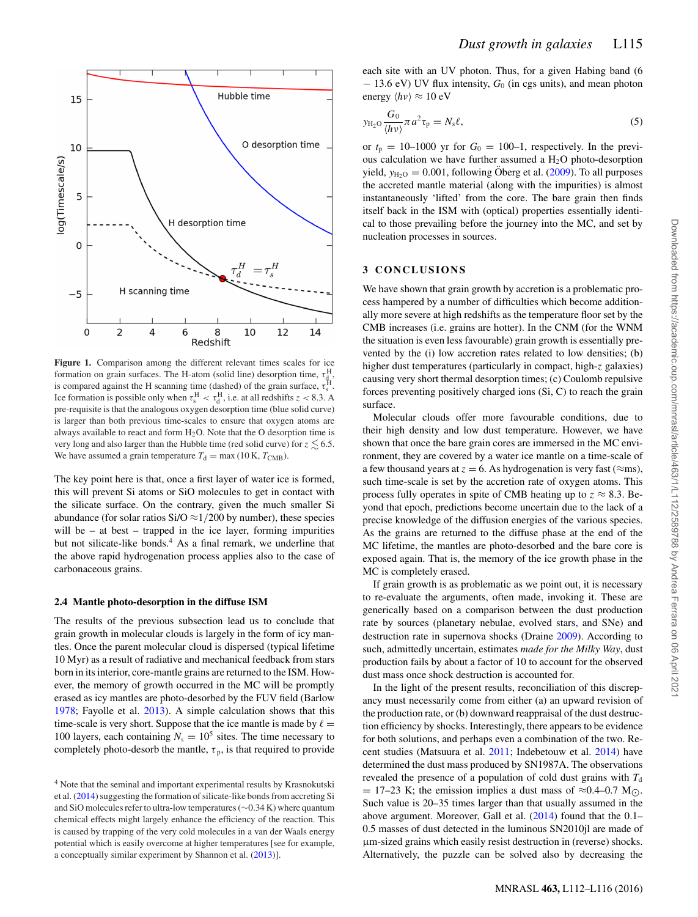**Figure 1.** Comparison among the different relevant times scales for ice formation on grain surfaces. The H-atom (solid line) desorption time, $\tau_d^H$, is compared against the H scanning time (dashed) of the grain surface, $\tau_s^H$. Ice formation is possible only when $\tau_s^H < \tau_d^H$, i.e. at all redshifts $z < 8.3$. A pre-requisite is that the analogous oxygen desorption time (blue solid curve) is larger than both previous time-scales to ensure that oxygen atoms are always available to react and form $H_2O$. Note that the O desorption time is very long and also larger than the Hubble time (red solid curve) for $z \lesssim 6.5$. We have assumed a grain temperature $T_d = \max(10\,\mathrm{K}, T_{\mathrm{CMB}})$.

The key point here is that, once a first layer of water ice is formed, this will prevent Si atoms or SiO molecules to get in contact with the silicate surface. On the contrary, given the much smaller Si abundance (for solar ratios Si/O $\approx 1/200$ by number), these species will be – at best – trapped in the ice layer, forming impurities but not silicate-like bonds.[4] As a final remark, we underline that the above rapid hydrogenation process applies also to the case of carbonaceous grains.

### 2.4 Mantle photo-desorption in the diffuse ISM

The results of the previous subsection lead us to conclude that grain growth in molecular clouds is largely in the form of icy mantles. Once the parent molecular cloud is dispersed (typical lifetime 10 Myr) as a result of radiative and mechanical feedback from stars born in its interior, core-mantle grains are returned to the ISM. However, the memory of growth occurred in the MC will be promptly erased as icy mantles are photo-desorbed by the FUV field (Barlow 1978; Fayolle et al. 2013). A simple calculation shows that this time-scale is very short. Suppose that the ice mantle is made by $\ell = 100$ layers, each containing $N_s = 10^5$ sites. The time necessary to completely photo-desorb the mantle, $\tau_p$, is that required to provide each site with an UV photon. Thus, for a given Habing band (6 – 13.6 eV) UV flux intensity, $G_0$ (in cgs units), and mean photon energy $\langle h\nu \rangle \approx 10$ eV

$$y_{\mathrm{H_2O}} \frac{G_0}{\langle h\nu \rangle} \pi a^2 \tau_p = N_s \ell, \tag{5}$$

or $t_p$ = 10–1000 yr for $G_0$ = 100–1, respectively. In the previous calculation we have further assumed a $H_2O$ photo-desorption yield, $y_{\mathrm{H_2O}} = 0.001$, following Öberg et al. (2009). To all purposes the accreted mantle material (along with the impurities) is almost instantaneously 'lifted' from the core. The bare grain then finds itself back in the ISM with (optical) properties essentially identical to those prevailing before the journey into the MC, and set by nucleation processes in sources.

## 3 CONCLUSIONS

We have shown that grain growth by accretion is a problematic process hampered by a number of difficulties which become additionally more severe at high redshifts as the temperature floor set by the CMB increases (i.e. grains are hotter). In the CNM (for the WNM the situation is even less favourable) grain growth is essentially prevented by the (i) low accretion rates related to low densities; (b) higher dust temperatures (particularly in compact, high-$z$ galaxies) causing very short thermal desorption times; (c) Coulomb repulsive forces preventing positively charged ions (Si, C) to reach the grain surface.

Molecular clouds offer more favourable conditions, due to their high density and low dust temperature. However, we have shown that once the bare grain cores are immersed in the MC environment, they are covered by a water ice mantle on a time-scale of a few thousand years at $z = 6$. As hydrogenation is very fast ($\approx$ms), such time-scale is set by the accretion rate of oxygen atoms. This process fully operates in spite of CMB heating up to $z \approx 8.3$. Beyond that epoch, predictions become uncertain due to the lack of a precise knowledge of the diffusion energies of the various species. As the grains are returned to the diffuse phase at the end of the MC lifetime, the mantles are photo-desorbed and the bare core is exposed again. That is, the memory of the ice growth phase in the MC is completely erased.

If grain growth is as problematic as we point out, it is necessary to re-evaluate the arguments, often made, invoking it. These are generically based on a comparison between the dust production rate by sources (planetary nebulae, evolved stars, and SNe) and destruction rate in supernova shocks (Draine 2009). According to such, admittedly uncertain, estimates *made for the Milky Way*, dust production fails by about a factor of 10 to account for the observed dust mass once shock destruction is accounted for.

In the light of the present results, reconciliation of this discrepancy must necessarily come from either (a) an upward revision of the production rate, or (b) downward reappraisal of the dust destruction efficiency by shocks. Interestingly, there appears to be evidence for both solutions, and perhaps even a combination of the two. Recent studies (Matsuura et al. 2011; Indebetouw et al. 2014) have determined the dust mass produced by SN1987A. The observations revealed the presence of a population of cold dust grains with $T_d$ = 17–23 K; the emission implies a dust mass of $\approx$0.4–0.7 $M_\odot$. Such value is 20–35 times larger than that usually assumed in the above argument. Moreover, Gall et al. (2014) found that the 0.1–0.5 masses of dust detected in the luminous SN2010jl are made of μm-sized grains which easily resist destruction in (reverse) shocks. Alternatively, the puzzle can be solved also by decreasing the

[4] Note that the seminal and important experimental results by Krasnokutski et al. (2014) suggesting the formation of silicate-like bonds from accreting Si and SiO molecules refer to ultra-low temperatures ($\sim$0.34 K) where quantum chemical effects might largely enhance the efficiency of the reaction. This is caused by trapping of the very cold molecules in a van der Waals energy potential which is easily overcome at higher temperatures [see for example, a conceptually similar experiment by Shannon et al. (2013)].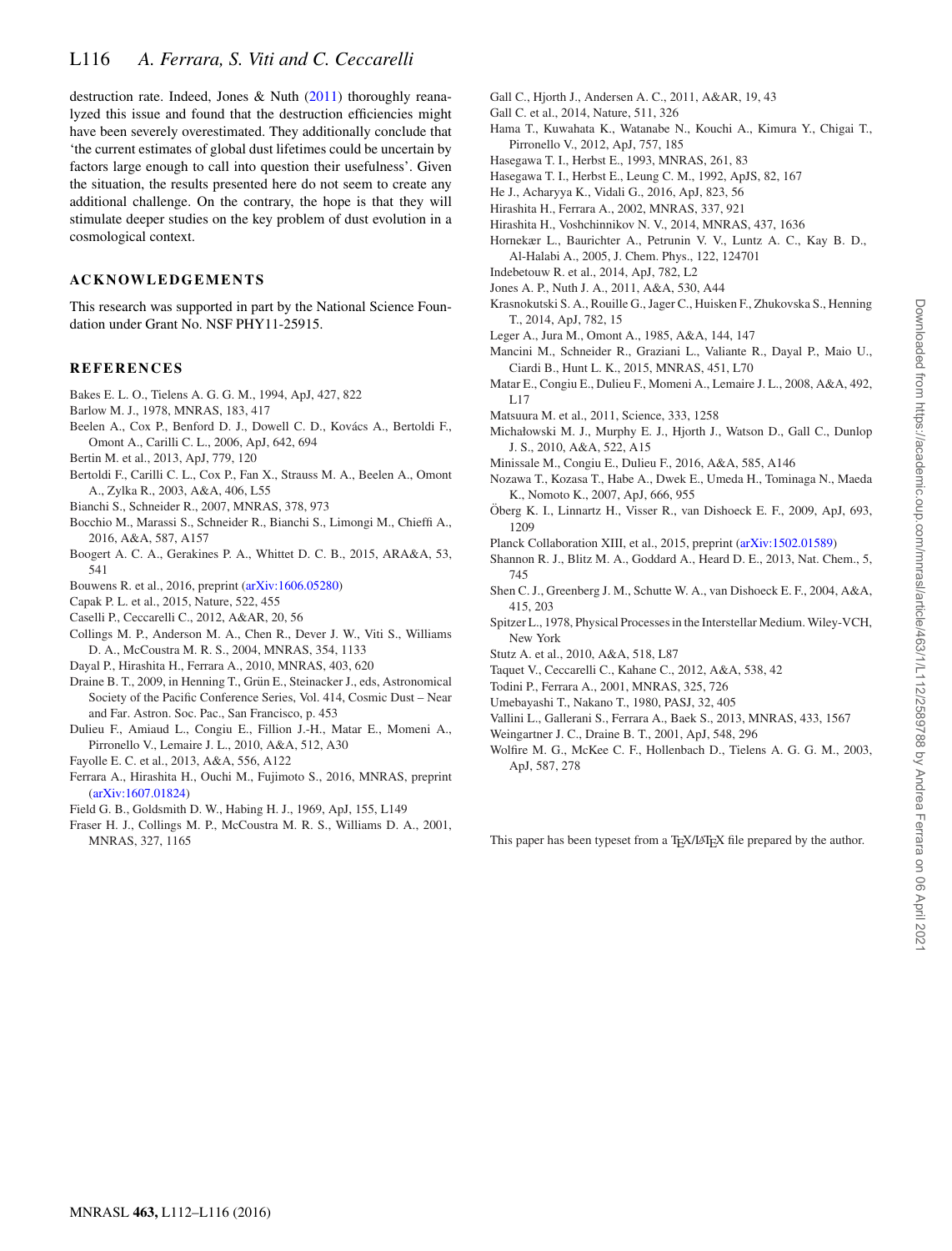destruction rate. Indeed, Jones & Nuth (2011) thoroughly reanalyzed this issue and found that the destruction efficiencies might have been severely overestimated. They additionally conclude that 'the current estimates of global dust lifetimes could be uncertain by factors large enough to call into question their usefulness'. Given the situation, the results presented here do not seem to create any additional challenge. On the contrary, the hope is that they will stimulate deeper studies on the key problem of dust evolution in a cosmological context.

## ACKNOWLEDGEMENTS

This research was supported in part by the National Science Foundation under Grant No. NSF PHY11-25915.

## REFERENCES

Bakes E. L. O., Tielens A. G. G. M., 1994, ApJ, 427, 822
Barlow M. J., 1978, MNRAS, 183, 417
Beelen A., Cox P., Benford D. J., Dowell C. D., Kovács A., Bertoldi F., Omont A., Carilli C. L., 2006, ApJ, 642, 694
Bertin M. et al., 2013, ApJ, 779, 120
Bertoldi F., Carilli C. L., Cox P., Fan X., Strauss M. A., Beelen A., Omont A., Zylka R., 2003, A&A, 406, L55
Bianchi S., Schneider R., 2007, MNRAS, 378, 973
Bocchio M., Marassi S., Schneider R., Bianchi S., Limongi M., Chieffi A., 2016, A&A, 587, A157
Boogert A. C. A., Gerakines P. A., Whittet D. C. B., 2015, ARA&A, 53, 541
Bouwens R. et al., 2016, preprint (arXiv:1606.05280)
Capak P. L. et al., 2015, Nature, 522, 455
Caselli P., Ceccarelli C., 2012, A&AR, 20, 56
Collings M. P., Anderson M. A., Chen R., Dever J. W., Viti S., Williams D. A., McCoustra M. R. S., 2004, MNRAS, 354, 1133
Dayal P., Hirashita H., Ferrara A., 2010, MNRAS, 403, 620
Draine B. T., 2009, in Henning T., Grün E., Steinacker J., eds, Astronomical Society of the Pacific Conference Series, Vol. 414, Cosmic Dust – Near and Far. Astron. Soc. Pac., San Francisco, p. 453
Dulieu F., Amiaud L., Congiu E., Fillion J.-H., Matar E., Momeni A., Pirronello V., Lemaire J. L., 2010, A&A, 512, A30
Fayolle E. C. et al., 2013, A&A, 556, A122
Ferrara A., Hirashita H., Ouchi M., Fujimoto S., 2016, MNRAS, preprint (arXiv:1607.01824)
Field G. B., Goldsmith D. W., Habing H. J., 1969, ApJ, 155, L149
Fraser H. J., Collings M. P., McCoustra M. R. S., Williams D. A., 2001, MNRAS, 327, 1165
Gall C., Hjorth J., Andersen A. C., 2011, A&AR, 19, 43
Gall C. et al., 2014, Nature, 511, 326
Hama T., Kuwahata K., Watanabe N., Kouchi A., Kimura Y., Chigai T., Pirronello V., 2012, ApJ, 757, 185
Hasegawa T. I., Herbst E., 1993, MNRAS, 261, 83
Hasegawa T. I., Herbst E., Leung C. M., 1992, ApJS, 82, 167
He J., Acharyya K., Vidali G., 2016, ApJ, 823, 56
Hirashita H., Ferrara A., 2002, MNRAS, 337, 921
Hirashita H., Voshchinnikov N. V., 2014, MNRAS, 437, 1636
Hornekær L., Baurichter A., Petrunin V. V., Luntz A. C., Kay B. D., Al-Halabi A., 2005, J. Chem. Phys., 122, 124701
Indebetouw R. et al., 2014, ApJ, 782, L2
Jones A. P., Nuth J. A., 2011, A&A, 530, A44
Krasnokutski S. A., Rouille G., Jager C., Huisken F., Zhukovska S., Henning T., 2014, ApJ, 782, 15
Leger A., Jura M., Omont A., 1985, A&A, 144, 147
Mancini M., Schneider R., Graziani L., Valiante R., Dayal P., Maio U., Ciardi B., Hunt L. K., 2015, MNRAS, 451, L70
Matar E., Congiu E., Dulieu F., Momeni A., Lemaire J. L., 2008, A&A, 492, L17
Matsuura M. et al., 2011, Science, 333, 1258
Michałowski M. J., Murphy E. J., Hjorth J., Watson D., Gall C., Dunlop J. S., 2010, A&A, 522, A15
Minissale M., Congiu E., Dulieu F., 2016, A&A, 585, A146
Nozawa T., Kozasa T., Habe A., Dwek E., Umeda H., Tominaga N., Maeda K., Nomoto K., 2007, ApJ, 666, 955
Öberg K. I., Linnartz H., Visser R., van Dishoeck E. F., 2009, ApJ, 693, 1209
Planck Collaboration XIII, et al., 2015, preprint (arXiv:1502.01589)
Shannon R. J., Blitz M. A., Goddard A., Heard D. E., 2013, Nat. Chem., 5, 745
Shen C. J., Greenberg J. M., Schutte W. A., van Dishoeck E. F., 2004, A&A, 415, 203
Spitzer L., 1978, Physical Processes in the Interstellar Medium. Wiley-VCH, New York
Stutz A. et al., 2010, A&A, 518, L87
Taquet V., Ceccarelli C., Kahane C., 2012, A&A, 538, 42
Todini P., Ferrara A., 2001, MNRAS, 325, 726
Umebayashi T., Nakano T., 1980, PASJ, 32, 405
Vallini L., Gallerani S., Ferrara A., Baek S., 2013, MNRAS, 433, 1567
Weingartner J. C., Draine B. T., 2001, ApJ, 548, 296
Wolfire M. G., McKee C. F., Hollenbach D., Tielens A. G. G. M., 2003, ApJ, 587, 278

This paper has been typeset from a TEX/LATEX file prepared by the author.